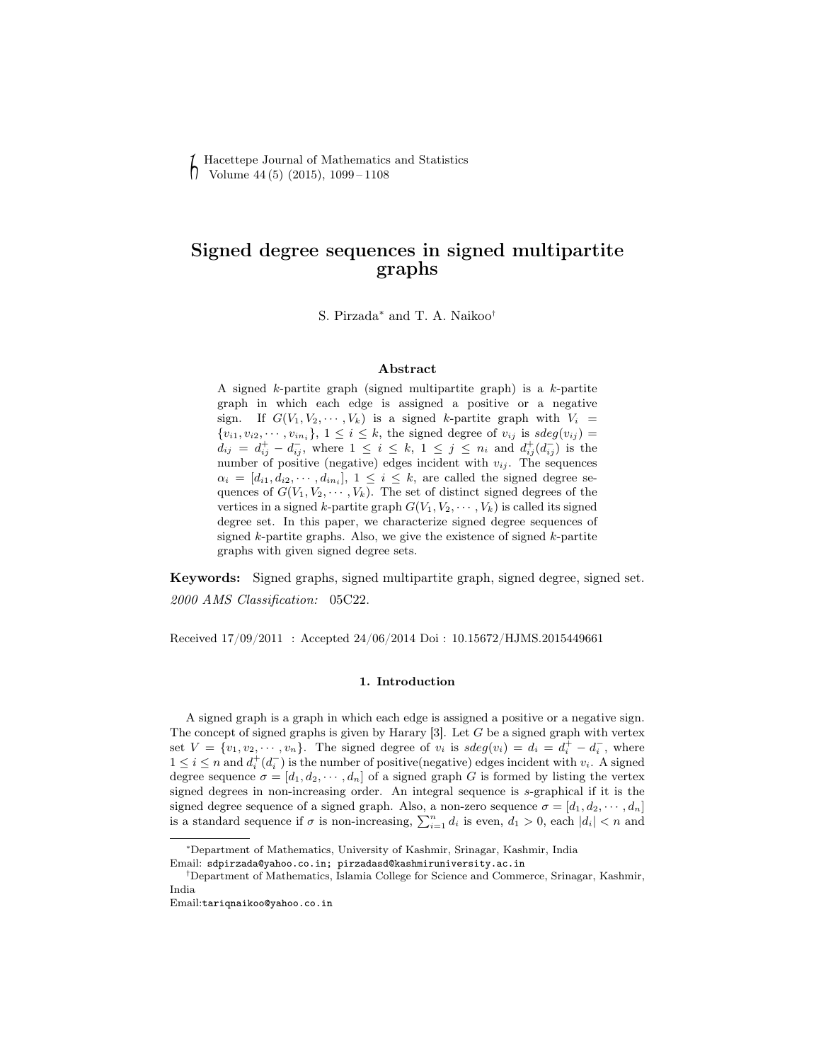# Signed degree sequences in signed multipartite graphs

S. Pirzada* and T. A. Naikoo†

### Abstract

A signed $k$-partite graph (signed multipartite graph) is a $k$-partite graph in which each edge is assigned a positive or a negative sign. If $G(V_1, V_2, \cdots, V_k)$ is a signed $k$-partite graph with $V_i = \{v_{i1}, v_{i2}, \cdots, v_{in_i}\}$, $1 \le i \le k$, the signed degree of $v_{ij}$ is $sdeg(v_{ij}) = d_{ij} = d_{ij}^{+} - d_{ij}^{-}$, where $1 \le i \le k$, $1 \le j \le n_i$ and $d_{ij}^{+}(d_{ij}^{-})$ is the number of positive (negative) edges incident with $v_{ij}$. The sequences $\alpha_i = [d_{i1}, d_{i2}, \cdots, d_{in_i}]$, $1 \le i \le k$, are called the signed degree sequences of $G(V_1, V_2, \cdots, V_k)$. The set of distinct signed degrees of the vertices in a signed $k$-partite graph $G(V_1, V_2, \cdots, V_k)$ is called its signed degree set. In this paper, we characterize signed degree sequences of signed $k$-partite graphs. Also, we give the existence of signed $k$-partite graphs with given signed degree sets.

**Keywords:** Signed graphs, signed multipartite graph, signed degree, signed set.

*2000 AMS Classification:* 05C22.

Received 17/09/2011 : Accepted 24/06/2014 Doi : 10.15672/HJMS.2015449661

## 1. Introduction

A signed graph is a graph in which each edge is assigned a positive or a negative sign. The concept of signed graphs is given by Harary [3]. Let $G$ be a signed graph with vertex set $V = \{v_1, v_2, \cdots, v_n\}$. The signed degree of $v_i$ is $sdeg(v_i) = d_i = d_i^{+} - d_i^{-}$, where $1 \le i \le n$ and $d_i^{+}(d_i^{-})$ is the number of positive(negative) edges incident with $v_i$. A signed degree sequence $\sigma = [d_1, d_2, \cdots, d_n]$ of a signed graph $G$ is formed by listing the vertex signed degrees in non-increasing order. An integral sequence is $s$-graphical if it is the signed degree sequence of a signed graph. Also, a non-zero sequence $\sigma = [d_1, d_2, \cdots, d_n]$ is a standard sequence if $\sigma$ is non-increasing, $\sum_{i=1}^{n} d_i$ is even, $d_1 > 0$, each $|d_i| < n$ and

---

*Department of Mathematics, University of Kashmir, Srinagar, Kashmir, India
Email: sdpirzada@yahoo.co.in; pirzadasd@kashmiruniversity.ac.in

†Department of Mathematics, Islamia College for Science and Commerce, Srinagar, Kashmir, India
Email:tariqnaikoo@yahoo.co.in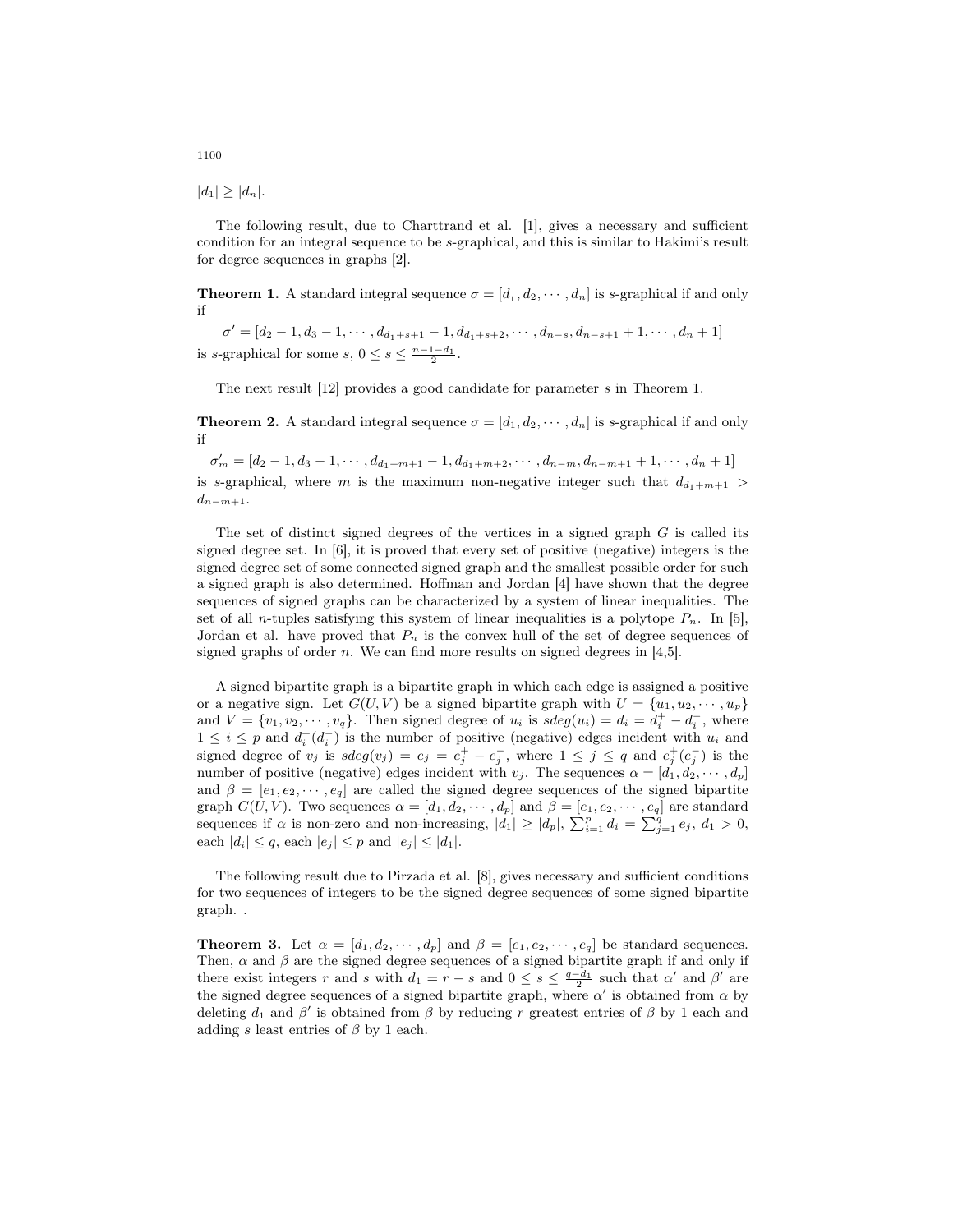$|d_1| \geq |d_n|$.

The following result, due to Charttrand et al. [1], gives a necessary and sufficient condition for an integral sequence to be $s$-graphical, and this is similar to Hakimi's result for degree sequences in graphs [2].

**Theorem 1.** A standard integral sequence $\sigma = [d_1, d_2, \cdots, d_n]$ is $s$-graphical if and only if

$$\sigma' = [d_2 - 1, d_3 - 1, \cdots, d_{d_1+s+1} - 1, d_{d_1+s+2}, \cdots, d_{n-s}, d_{n-s+1} + 1, \cdots, d_n + 1]$$

is $s$-graphical for some $s$, $0 \leq s \leq \frac{n-1-d_1}{2}$.

The next result [12] provides a good candidate for parameter $s$ in Theorem 1.

**Theorem 2.** A standard integral sequence $\sigma = [d_1, d_2, \cdots, d_n]$ is $s$-graphical if and only if

$$\sigma'_m = [d_2 - 1, d_3 - 1, \cdots, d_{d_1+m+1} - 1, d_{d_1+m+2}, \cdots, d_{n-m}, d_{n-m+1} + 1, \cdots, d_n + 1]$$

is $s$-graphical, where $m$ is the maximum non-negative integer such that $d_{d_1+m+1} > d_{n-m+1}$.

The set of distinct signed degrees of the vertices in a signed graph $G$ is called its signed degree set. In [6], it is proved that every set of positive (negative) integers is the signed degree set of some connected signed graph and the smallest possible order for such a signed graph is also determined. Hoffman and Jordan [4] have shown that the degree sequences of signed graphs can be characterized by a system of linear inequalities. The set of all $n$-tuples satisfying this system of linear inequalities is a polytope $P_n$. In [5], Jordan et al. have proved that $P_n$ is the convex hull of the set of degree sequences of signed graphs of order $n$. We can find more results on signed degrees in [4,5].

A signed bipartite graph is a bipartite graph in which each edge is assigned a positive or a negative sign. Let $G(U, V)$ be a signed bipartite graph with $U = \{u_1, u_2, \cdots, u_p\}$ and $V = \{v_1, v_2, \cdots, v_q\}$. Then signed degree of $u_i$ is $sdeg(u_i) = d_i = d_i^+ - d_i^-$, where $1 \leq i \leq p$ and $d_i^+(d_i^-)$ is the number of positive (negative) edges incident with $u_i$ and signed degree of $v_j$ is $sdeg(v_j) = e_j = e_j^+ - e_j^-$, where $1 \leq j \leq q$ and $e_j^+(e_j^-)$ is the number of positive (negative) edges incident with $v_j$. The sequences $\alpha = [d_1, d_2, \cdots, d_p]$ and $\beta = [e_1, e_2, \cdots, e_q]$ are called the signed degree sequences of the signed bipartite graph $G(U, V)$. Two sequences $\alpha = [d_1, d_2, \cdots, d_p]$ and $\beta = [e_1, e_2, \cdots, e_q]$ are standard sequences if $\alpha$ is non-zero and non-increasing, $|d_1| \geq |d_p|$, $\sum_{i=1}^{p} d_i = \sum_{j=1}^{q} e_j$, $d_1 > 0$, each $|d_i| \leq q$, each $|e_j| \leq p$ and $|e_j| \leq |d_1|$.

The following result due to Pirzada et al. [8], gives necessary and sufficient conditions for two sequences of integers to be the signed degree sequences of some signed bipartite graph. .

**Theorem 3.** Let $\alpha = [d_1, d_2, \cdots, d_p]$ and $\beta = [e_1, e_2, \cdots, e_q]$ be standard sequences. Then, $\alpha$ and $\beta$ are the signed degree sequences of a signed bipartite graph if and only if there exist integers $r$ and $s$ with $d_1 = r - s$ and $0 \leq s \leq \frac{q-d_1}{2}$ such that $\alpha'$ and $\beta'$ are the signed degree sequences of a signed bipartite graph, where $\alpha'$ is obtained from $\alpha$ by deleting $d_1$ and $\beta'$ is obtained from $\beta$ by reducing $r$ greatest entries of $\beta$ by 1 each and adding $s$ least entries of $\beta$ by 1 each.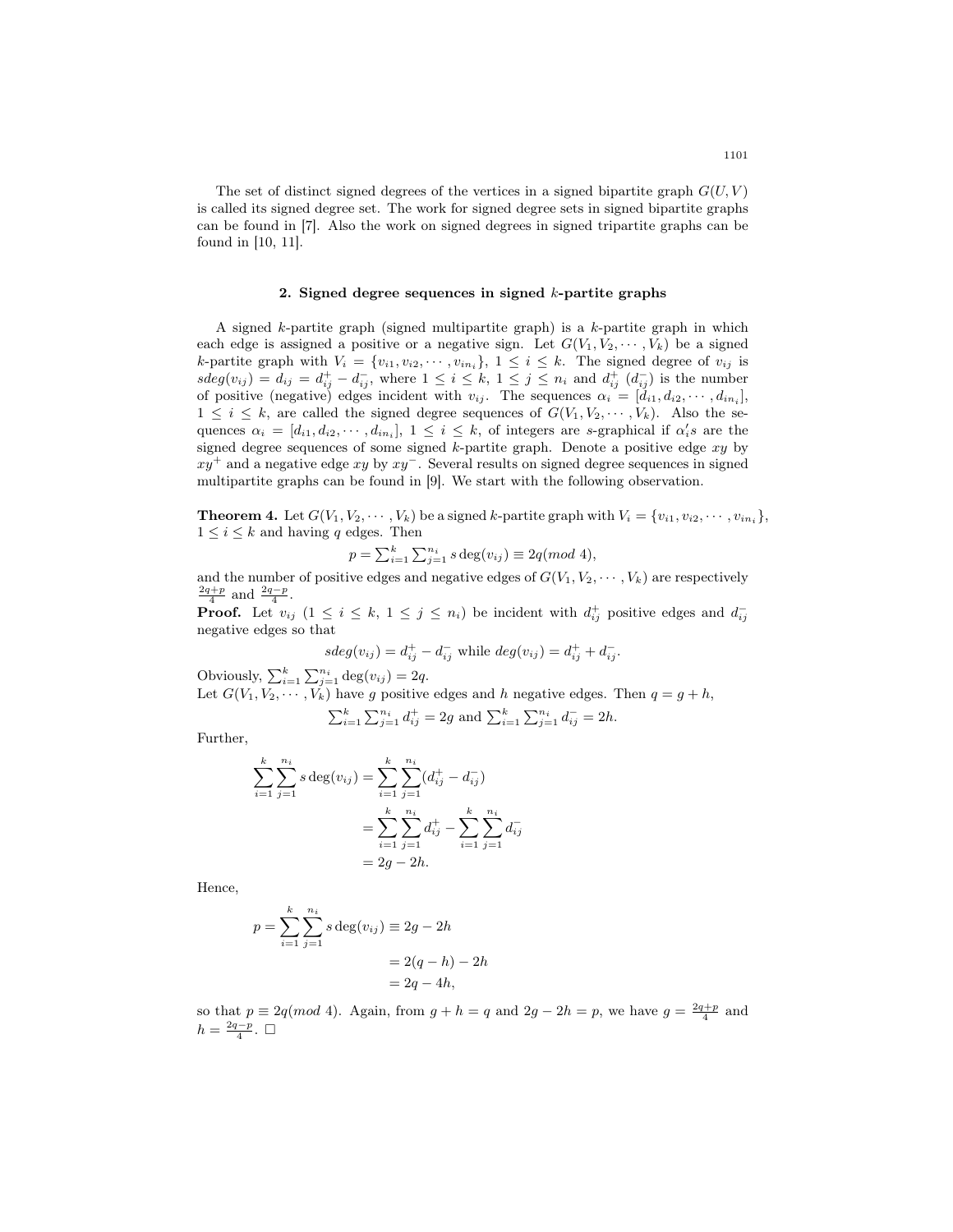The set of distinct signed degrees of the vertices in a signed bipartite graph $G(U, V)$ is called its signed degree set. The work for signed degree sets in signed bipartite graphs can be found in [7]. Also the work on signed degrees in signed tripartite graphs can be found in [10, 11].

## 2. Signed degree sequences in signed $k$-partite graphs

A signed $k$-partite graph (signed multipartite graph) is a $k$-partite graph in which each edge is assigned a positive or a negative sign. Let $G(V_1, V_2, \cdots, V_k)$ be a signed $k$-partite graph with $V_i = \{v_{i1}, v_{i2}, \cdots, v_{in_i}\}$, $1 \leq i \leq k$. The signed degree of $v_{ij}$ is $sdeg(v_{ij}) = d_{ij} = d_{ij}^+ - d_{ij}^-$, where $1 \leq i \leq k$, $1 \leq j \leq n_i$ and $d_{ij}^+$ ($d_{ij}^-$) is the number of positive (negative) edges incident with $v_{ij}$. The sequences $\alpha_i = [d_{i1}, d_{i2}, \cdots, d_{in_i}]$, $1 \leq i \leq k$, are called the signed degree sequences of $G(V_1, V_2, \cdots, V_k)$. Also the sequences $\alpha_i = [d_{i1}, d_{i2}, \cdots, d_{in_i}]$, $1 \leq i \leq k$, of integers are $s$-graphical if $\alpha_i's$ are the signed degree sequences of some signed $k$-partite graph. Denote a positive edge $xy$ by $xy^+$ and a negative edge $xy$ by $xy^-$. Several results on signed degree sequences in signed multipartite graphs can be found in [9]. We start with the following observation.

**Theorem 4.** Let $G(V_1, V_2, \cdots, V_k)$ be a signed $k$-partite graph with $V_i = \{v_{i1}, v_{i2}, \cdots, v_{in_i}\}$, $1 \leq i \leq k$ and having $q$ edges. Then

$$p = \sum_{i=1}^{k} \sum_{j=1}^{n_i} s\deg(v_{ij}) \equiv 2q (mod\ 4),$$

and the number of positive edges and negative edges of $G(V_1, V_2, \cdots, V_k)$ are respectively $\frac{2q+p}{4}$ and $\frac{2q-p}{4}$.

**Proof.** Let $v_{ij}$ ($1 \leq i \leq k$, $1 \leq j \leq n_i$) be incident with $d_{ij}^+$ positive edges and $d_{ij}^-$ negative edges so that

$$sdeg(v_{ij}) = d_{ij}^+ - d_{ij}^- \text{ while } deg(v_{ij}) = d_{ij}^+ + d_{ij}^-.$$

Obviously, $\sum_{i=1}^{k} \sum_{j=1}^{n_i} \deg(v_{ij}) = 2q$.

Let $G(V_1, V_2, \cdots, V_k)$ have $g$ positive edges and $h$ negative edges. Then $q = g + h$,

$$\sum_{i=1}^{k} \sum_{j=1}^{n_i} d_{ij}^+ = 2g \text{ and } \sum_{i=1}^{k} \sum_{j=1}^{n_i} d_{ij}^- = 2h.$$

Further,

$$\begin{aligned}
\sum_{i=1}^{k} \sum_{j=1}^{n_i} s\deg(v_{ij}) &= \sum_{i=1}^{k} \sum_{j=1}^{n_i} (d_{ij}^+ - d_{ij}^-) \\
&= \sum_{i=1}^{k} \sum_{j=1}^{n_i} d_{ij}^+ - \sum_{i=1}^{k} \sum_{j=1}^{n_i} d_{ij}^- \\
&= 2g - 2h.
\end{aligned}$$

Hence,

$$\begin{aligned}
p = \sum_{i=1}^{k} \sum_{j=1}^{n_i} s\deg(v_{ij}) &\equiv 2g - 2h \\
&= 2(q - h) - 2h \\
&= 2q - 4h,
\end{aligned}$$

so that $p \equiv 2q(mod\ 4)$. Again, from $g + h = q$ and $2g - 2h = p$, we have $g = \frac{2q+p}{4}$ and $h = \frac{2q-p}{4}$. $\square$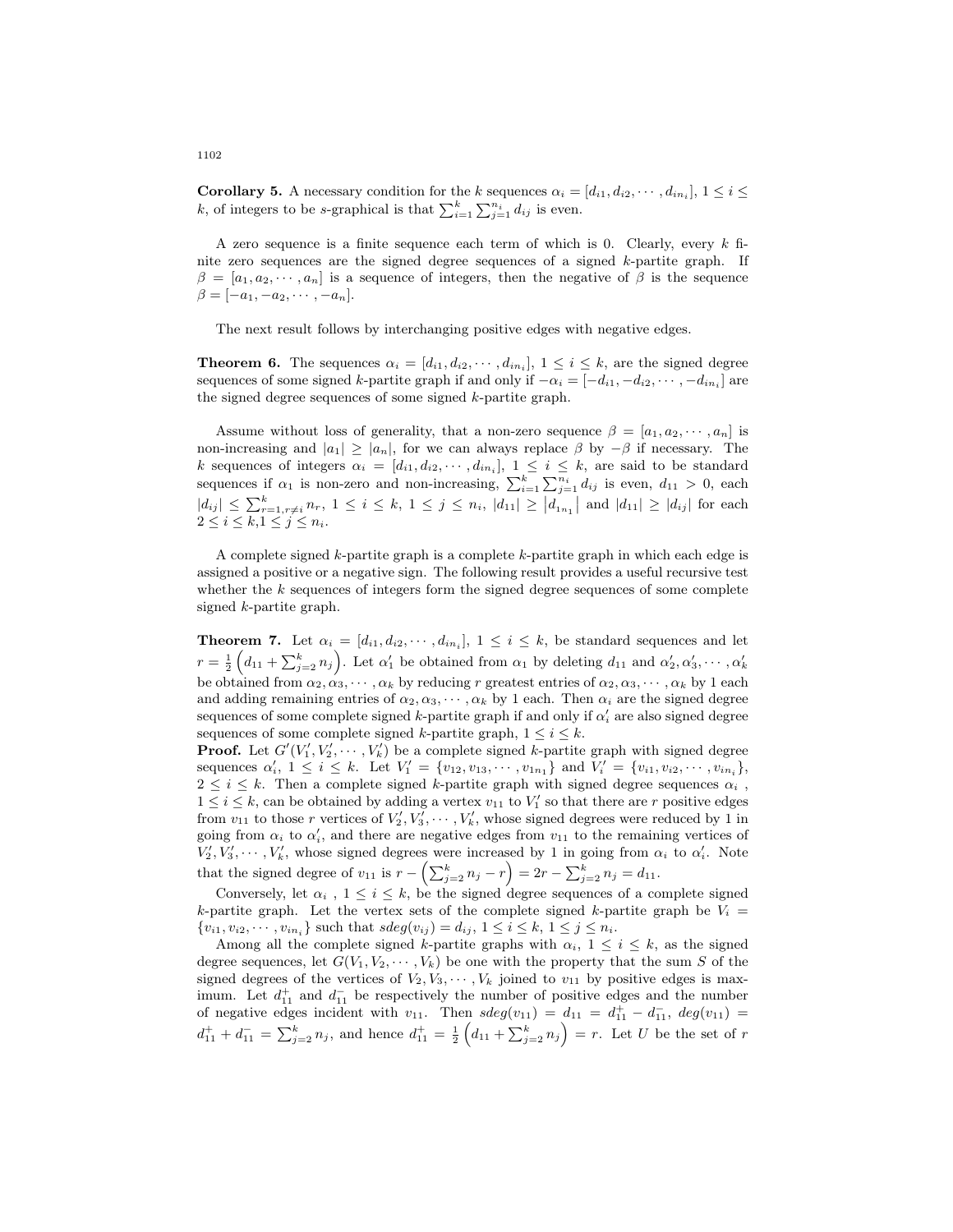**Corollary 5.** A necessary condition for the $k$ sequences $\alpha_i = [d_{i1}, d_{i2}, \cdots, d_{in_i}]$, $1 \leq i \leq k$, of integers to be $s$-graphical is that $\sum_{i=1}^{k}\sum_{j=1}^{n_i} d_{ij}$ is even.

A zero sequence is a finite sequence each term of which is 0. Clearly, every $k$ finite zero sequences are the signed degree sequences of a signed $k$-partite graph. If $\beta = [a_1, a_2, \cdots, a_n]$ is a sequence of integers, then the negative of $\beta$ is the sequence $\beta = [-a_1, -a_2, \cdots, -a_n]$.

The next result follows by interchanging positive edges with negative edges.

**Theorem 6.** The sequences $\alpha_i = [d_{i1}, d_{i2}, \cdots, d_{in_i}]$, $1 \leq i \leq k$, are the signed degree sequences of some signed $k$-partite graph if and only if $-\alpha_i = [-d_{i1}, -d_{i2}, \cdots, -d_{in_i}]$ are the signed degree sequences of some signed $k$-partite graph.

Assume without loss of generality, that a non-zero sequence $\beta = [a_1, a_2, \cdots, a_n]$ is non-increasing and $|a_1| \geq |a_n|$, for we can always replace $\beta$ by $-\beta$ if necessary. The $k$ sequences of integers $\alpha_i = [d_{i1}, d_{i2}, \cdots, d_{in_i}]$, $1 \leq i \leq k$, are said to be standard sequences if $\alpha_1$ is non-zero and non-increasing, $\sum_{i=1}^{k}\sum_{j=1}^{n_i} d_{ij}$ is even, $d_{11} > 0$, each $|d_{ij}| \leq \sum_{r=1, r\neq i}^{k} n_r$, $1 \leq i \leq k$, $1 \leq j \leq n_i$, $|d_{11}| \geq \left|d_{1n_1}\right|$ and $|d_{11}| \geq |d_{ij}|$ for each $2 \leq i \leq k$, $1 \leq j \leq n_i$.

A complete signed $k$-partite graph is a complete $k$-partite graph in which each edge is assigned a positive or a negative sign. The following result provides a useful recursive test whether the $k$ sequences of integers form the signed degree sequences of some complete signed $k$-partite graph.

**Theorem 7.** Let $\alpha_i = [d_{i1}, d_{i2}, \cdots, d_{in_i}]$, $1 \leq i \leq k$, be standard sequences and let $r = \frac{1}{2}\left(d_{11} + \sum_{j=2}^{k} n_j\right)$. Let $\alpha_1'$ be obtained from $\alpha_1$ by deleting $d_{11}$ and $\alpha_2', \alpha_3', \cdots, \alpha_k'$ be obtained from $\alpha_2, \alpha_3, \cdots, \alpha_k$ by reducing $r$ greatest entries of $\alpha_2, \alpha_3, \cdots, \alpha_k$ by 1 each and adding remaining entries of $\alpha_2, \alpha_3, \cdots, \alpha_k$ by 1 each. Then $\alpha_i$ are the signed degree sequences of some complete signed $k$-partite graph if and only if $\alpha_i'$ are also signed degree sequences of some complete signed $k$-partite graph, $1 \leq i \leq k$.

**Proof.** Let $G'(V_1', V_2', \cdots, V_k')$ be a complete signed $k$-partite graph with signed degree sequences $\alpha_i'$, $1 \leq i \leq k$. Let $V_1' = \{v_{12}, v_{13}, \cdots, v_{1n_1}\}$ and $V_i' = \{v_{i1}, v_{i2}, \cdots, v_{in_i}\}$, $2 \leq i \leq k$. Then a complete signed $k$-partite graph with signed degree sequences $\alpha_i$, $1 \leq i \leq k$, can be obtained by adding a vertex $v_{11}$ to $V_1'$ so that there are $r$ positive edges from $v_{11}$ to those $r$ vertices of $V_2', V_3', \cdots, V_k'$, whose signed degrees were reduced by 1 in going from $\alpha_i$ to $\alpha_i'$, and there are negative edges from $v_{11}$ to the remaining vertices of $V_2', V_3', \cdots, V_k'$, whose signed degrees were increased by 1 in going from $\alpha_i$ to $\alpha_i'$. Note that the signed degree of $v_{11}$ is $r - \left(\sum_{j=2}^{k} n_j - r\right) = 2r - \sum_{j=2}^{k} n_j = d_{11}$.

Conversely, let $\alpha_i$, $1 \leq i \leq k$, be the signed degree sequences of a complete signed $k$-partite graph. Let the vertex sets of the complete signed $k$-partite graph be $V_i = \{v_{i1}, v_{i2}, \cdots, v_{in_i}\}$ such that $sdeg(v_{ij}) = d_{ij}$, $1 \leq i \leq k$, $1 \leq j \leq n_i$.

Among all the complete signed $k$-partite graphs with $\alpha_i$, $1 \leq i \leq k$, as the signed degree sequences, let $G(V_1, V_2, \cdots, V_k)$ be one with the property that the sum $S$ of the signed degrees of the vertices of $V_2, V_3, \cdots, V_k$ joined to $v_{11}$ by positive edges is maximum. Let $d_{11}^+$ and $d_{11}^-$ be respectively the number of positive edges and the number of negative edges incident with $v_{11}$. Then $sdeg(v_{11}) = d_{11} = d_{11}^+ - d_{11}^-$, $deg(v_{11}) = d_{11}^+ + d_{11}^- = \sum_{j=2}^{k} n_j$, and hence $d_{11}^+ = \frac{1}{2}\left(d_{11} + \sum_{j=2}^{k} n_j\right) = r$. Let $U$ be the set of $r$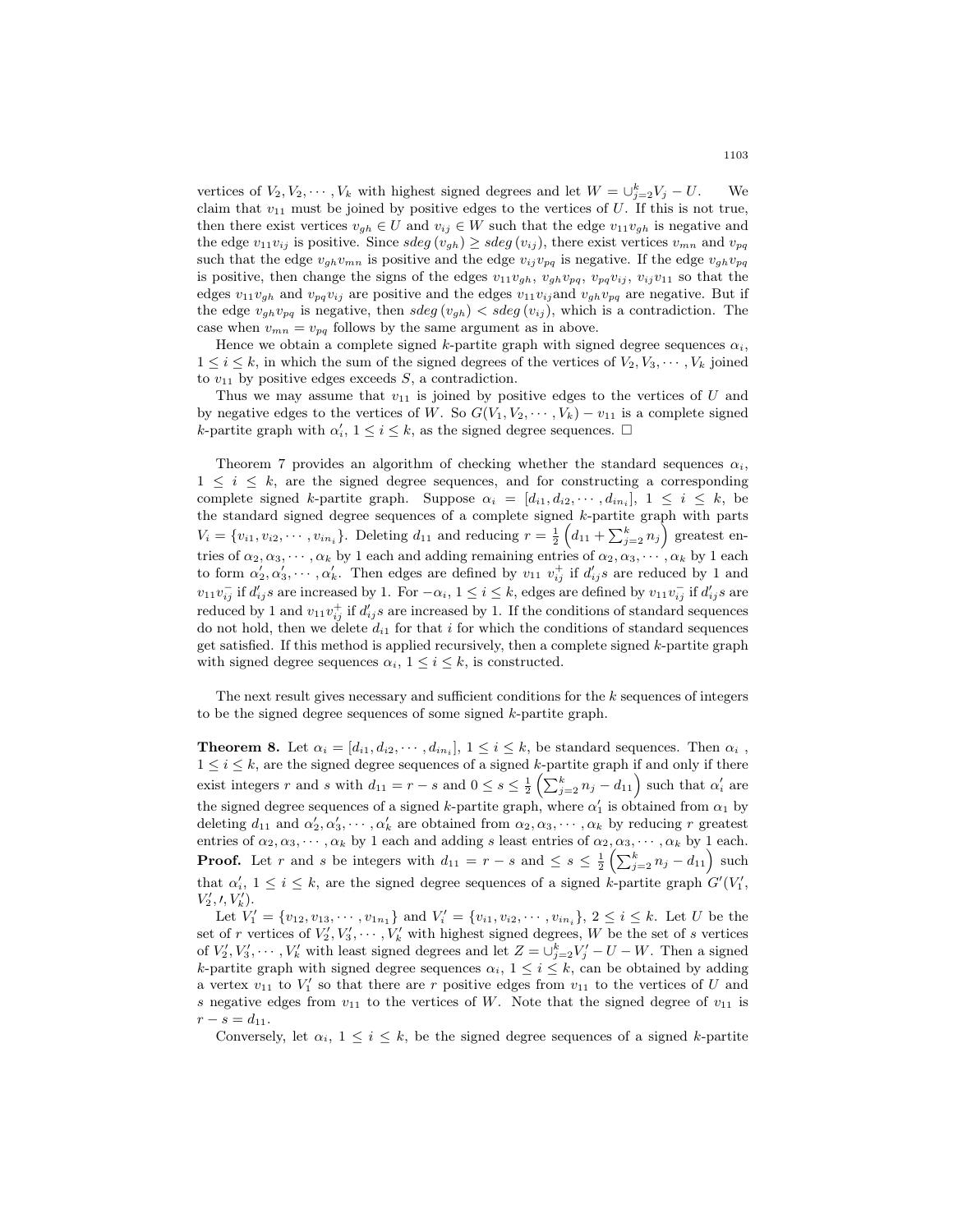vertices of $V_2, V_2, \cdots, V_k$ with highest signed degrees and let $W = \cup_{j=2}^{k} V_j - U$. We claim that $v_{11}$ must be joined by positive edges to the vertices of $U$. If this is not true, then there exist vertices $v_{gh} \in U$ and $v_{ij} \in W$ such that the edge $v_{11}v_{gh}$ is negative and the edge $v_{11}v_{ij}$ is positive. Since $sdeg\left(v_{gh}\right) \geq sdeg\left(v_{ij}\right)$, there exist vertices $v_{mn}$ and $v_{pq}$ such that the edge $v_{gh}v_{mn}$ is positive and the edge $v_{ij}v_{pq}$ is negative. If the edge $v_{gh}v_{pq}$ is positive, then change the signs of the edges $v_{11}v_{gh}$, $v_{gh}v_{pq}$, $v_{pq}v_{ij}$, $v_{ij}v_{11}$ so that the edges $v_{11}v_{gh}$ and $v_{pq}v_{ij}$ are positive and the edges $v_{11}v_{ij}$and $v_{gh}v_{pq}$ are negative. But if the edge $v_{gh}v_{pq}$ is negative, then $sdeg\left(v_{gh}\right) < sdeg\left(v_{ij}\right)$, which is a contradiction. The case when $v_{mn} = v_{pq}$ follows by the same argument as in above.

Hence we obtain a complete signed $k$-partite graph with signed degree sequences $\alpha_i$, $1 \leq i \leq k$, in which the sum of the signed degrees of the vertices of $V_2, V_3, \cdots, V_k$ joined to $v_{11}$ by positive edges exceeds $S$, a contradiction.

Thus we may assume that $v_{11}$ is joined by positive edges to the vertices of $U$ and by negative edges to the vertices of $W$. So $G(V_1, V_2, \cdots, V_k) - v_{11}$ is a complete signed $k$-partite graph with $\alpha_i'$, $1 \leq i \leq k$, as the signed degree sequences. □

Theorem 7 provides an algorithm of checking whether the standard sequences $\alpha_i$, $1 \leq i \leq k$, are the signed degree sequences, and for constructing a corresponding complete signed $k$-partite graph. Suppose $\alpha_i = [d_{i1}, d_{i2}, \cdots, d_{in_i}]$, $1 \leq i \leq k$, be the standard signed degree sequences of a complete signed $k$-partite graph with parts $V_i = \{v_{i1}, v_{i2}, \cdots, v_{in_i}\}$. Deleting $d_{11}$ and reducing $r = \frac{1}{2}\left(d_{11} + \sum_{j=2}^{k} n_j\right)$ greatest entries of $\alpha_2, \alpha_3, \cdots, \alpha_k$ by 1 each and adding remaining entries of $\alpha_2, \alpha_3, \cdots, \alpha_k$ by 1 each to form $\alpha_2', \alpha_3', \cdots, \alpha_k'$. Then edges are defined by $v_{11}\ v_{ij}^{+}$ if $d_{ij}'s$ are reduced by 1 and $v_{11}v_{ij}^{-}$ if $d_{ij}'s$ are increased by 1. For $-\alpha_i$, $1 \leq i \leq k$, edges are defined by $v_{11}v_{ij}^{-}$ if $d_{ij}'s$ are reduced by 1 and $v_{11}v_{ij}^{+}$ if $d_{ij}'s$ are increased by 1. If the conditions of standard sequences do not hold, then we delete $d_{i1}$ for that $i$ for which the conditions of standard sequences get satisfied. If this method is applied recursively, then a complete signed $k$-partite graph with signed degree sequences $\alpha_i$, $1 \leq i \leq k$, is constructed.

The next result gives necessary and sufficient conditions for the $k$ sequences of integers to be the signed degree sequences of some signed $k$-partite graph.

**Theorem 8.** Let $\alpha_i = [d_{i1}, d_{i2}, \cdots, d_{in_i}]$, $1 \leq i \leq k$, be standard sequences. Then $\alpha_i$ , $1 \leq i \leq k$, are the signed degree sequences of a signed $k$-partite graph if and only if there exist integers $r$ and $s$ with $d_{11} = r - s$ and $0 \leq s \leq \frac{1}{2}\left(\sum_{j=2}^{k} n_j - d_{11}\right)$ such that $\alpha_i'$ are the signed degree sequences of a signed $k$-partite graph, where $\alpha_1'$ is obtained from $\alpha_1$ by deleting $d_{11}$ and $\alpha_2', \alpha_3', \cdots, \alpha_k'$ are obtained from $\alpha_2, \alpha_3, \cdots, \alpha_k$ by reducing $r$ greatest entries of $\alpha_2, \alpha_3, \cdots, \alpha_k$ by 1 each and adding $s$ least entries of $\alpha_2, \alpha_3, \cdots, \alpha_k$ by 1 each.

**Proof.** Let $r$ and $s$ be integers with $d_{11} = r - s$ and $\leq s \leq \frac{1}{2}\left(\sum_{j=2}^{k} n_j - d_{11}\right)$ such that $\alpha_i'$, $1 \leq i \leq k$, are the signed degree sequences of a signed $k$-partite graph $G'(V_1', V_2', \prime, V_k')$.

Let $V_1' = \{v_{12}, v_{13}, \cdots, v_{1n_1}\}$ and $V_i' = \{v_{i1}, v_{i2}, \cdots, v_{in_i}\}$, $2 \leq i \leq k$. Let $U$ be the set of $r$ vertices of $V_2', V_3', \cdots, V_k'$ with highest signed degrees, $W$ be the set of $s$ vertices of $V_2', V_3', \cdots, V_k'$ with least signed degrees and let $Z = \cup_{j=2}^{k} V_j' - U - W$. Then a signed $k$-partite graph with signed degree sequences $\alpha_i$, $1 \leq i \leq k$, can be obtained by adding a vertex $v_{11}$ to $V_1'$ so that there are $r$ positive edges from $v_{11}$ to the vertices of $U$ and $s$ negative edges from $v_{11}$ to the vertices of $W$. Note that the signed degree of $v_{11}$ is $r - s = d_{11}$.

Conversely, let $\alpha_i$, $1 \leq i \leq k$, be the signed degree sequences of a signed $k$-partite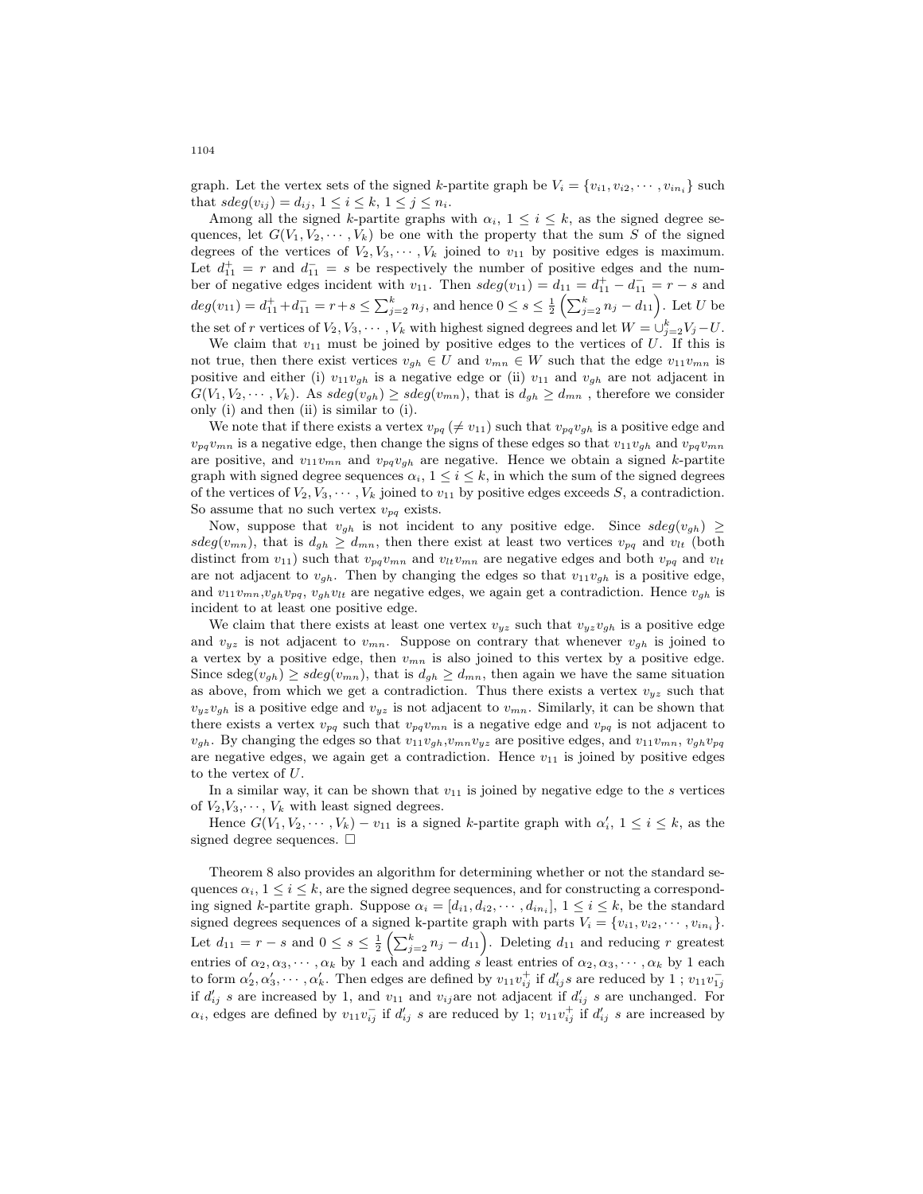graph. Let the vertex sets of the signed $k$-partite graph be $V_i = \{v_{i1}, v_{i2}, \cdots, v_{in_i}\}$ such that $sdeg(v_{ij}) = d_{ij}$, $1 \le i \le k$, $1 \le j \le n_i$.

Among all the signed $k$-partite graphs with $\alpha_i$, $1 \le i \le k$, as the signed degree sequences, let $G(V_1, V_2, \cdots, V_k)$ be one with the property that the sum $S$ of the signed degrees of the vertices of $V_2, V_3, \cdots, V_k$ joined to $v_{11}$ by positive edges is maximum. Let $d_{11}^+ = r$ and $d_{11}^- = s$ be respectively the number of positive edges and the number of negative edges incident with $v_{11}$. Then $sdeg(v_{11}) = d_{11} = d_{11}^+ - d_{11}^- = r - s$ and $deg(v_{11}) = d_{11}^+ + d_{11}^- = r + s \le \sum_{j=2}^{k} n_j$, and hence $0 \le s \le \frac{1}{2}\left(\sum_{j=2}^{k} n_j - d_{11}\right)$. Let $U$ be the set of $r$ vertices of $V_2, V_3, \cdots, V_k$ with highest signed degrees and let $W = \cup_{j=2}^{k} V_j - U$.

We claim that $v_{11}$ must be joined by positive edges to the vertices of $U$. If this is not true, then there exist vertices $v_{gh} \in U$ and $v_{mn} \in W$ such that the edge $v_{11}v_{mn}$ is positive and either (i) $v_{11}v_{gh}$ is a negative edge or (ii) $v_{11}$ and $v_{gh}$ are not adjacent in $G(V_1, V_2, \cdots, V_k)$. As $sdeg(v_{gh}) \ge sdeg(v_{mn})$, that is $d_{gh} \ge d_{mn}$ , therefore we consider only (i) and then (ii) is similar to (i).

We note that if there exists a vertex $v_{pq}\,(\ne v_{11})$ such that $v_{pq}v_{gh}$ is a positive edge and $v_{pq}v_{mn}$ is a negative edge, then change the signs of these edges so that $v_{11}v_{gh}$ and $v_{pq}v_{mn}$ are positive, and $v_{11}v_{mn}$ and $v_{pq}v_{gh}$ are negative. Hence we obtain a signed $k$-partite graph with signed degree sequences $\alpha_i$, $1 \le i \le k$, in which the sum of the signed degrees of the vertices of $V_2, V_3, \cdots, V_k$ joined to $v_{11}$ by positive edges exceeds $S$, a contradiction. So assume that no such vertex $v_{pq}$ exists.

Now, suppose that $v_{gh}$ is not incident to any positive edge. Since $sdeg(v_{gh}) \ge sdeg(v_{mn})$, that is $d_{gh} \ge d_{mn}$, then there exist at least two vertices $v_{pq}$ and $v_{lt}$ (both distinct from $v_{11}$) such that $v_{pq}v_{mn}$ and $v_{lt}v_{mn}$ are negative edges and both $v_{pq}$ and $v_{lt}$ are not adjacent to $v_{gh}$. Then by changing the edges so that $v_{11}v_{gh}$ is a positive edge, and $v_{11}v_{mn}, v_{gh}v_{pq}$, $v_{gh}v_{lt}$ are negative edges, we again get a contradiction. Hence $v_{gh}$ is incident to at least one positive edge.

We claim that there exists at least one vertex $v_{yz}$ such that $v_{yz}v_{gh}$ is a positive edge and $v_{yz}$ is not adjacent to $v_{mn}$. Suppose on contrary that whenever $v_{gh}$ is joined to a vertex by a positive edge, then $v_{mn}$ is also joined to this vertex by a positive edge. Since sdeg$(v_{gh}) \ge sdeg(v_{mn})$, that is $d_{gh} \ge d_{mn}$, then again we have the same situation as above, from which we get a contradiction. Thus there exists a vertex $v_{yz}$ such that $v_{yz}v_{gh}$ is a positive edge and $v_{yz}$ is not adjacent to $v_{mn}$. Similarly, it can be shown that there exists a vertex $v_{pq}$ such that $v_{pq}v_{mn}$ is a negative edge and $v_{pq}$ is not adjacent to $v_{gh}$. By changing the edges so that $v_{11}v_{gh}, v_{mn}v_{yz}$ are positive edges, and $v_{11}v_{mn}$, $v_{gh}v_{pq}$ are negative edges, we again get a contradiction. Hence $v_{11}$ is joined by positive edges to the vertex of $U$.

In a similar way, it can be shown that $v_{11}$ is joined by negative edge to the $s$ vertices of $V_2, V_3, \cdots$, $V_k$ with least signed degrees.

Hence $G(V_1, V_2, \cdots, V_k) - v_{11}$ is a signed $k$-partite graph with $\alpha_i'$, $1 \le i \le k$, as the signed degree sequences. $\square$

Theorem 8 also provides an algorithm for determining whether or not the standard sequences $\alpha_i$, $1 \le i \le k$, are the signed degree sequences, and for constructing a corresponding signed $k$-partite graph. Suppose $\alpha_i = [d_{i1}, d_{i2}, \cdots, d_{in_i}]$, $1 \le i \le k$, be the standard signed degrees sequences of a signed k-partite graph with parts $V_i = \{v_{i1}, v_{i2}, \cdots, v_{in_i}\}$. Let $d_{11} = r - s$ and $0 \le s \le \frac{1}{2}\left(\sum_{j=2}^{k} n_j - d_{11}\right)$. Deleting $d_{11}$ and reducing $r$ greatest entries of $\alpha_2, \alpha_3, \cdots, \alpha_k$ by 1 each and adding $s$ least entries of $\alpha_2, \alpha_3, \cdots, \alpha_k$ by 1 each to form $\alpha_2', \alpha_3', \cdots, \alpha_k'$. Then edges are defined by $v_{11}v_{ij}^+$ if $d_{ij}'s$ are reduced by 1 ; $v_{11}v_{1j}^-$ if $d_{ij}'$ $s$ are increased by 1, and $v_{11}$ and $v_{ij}$are not adjacent if $d_{ij}'$ $s$ are unchanged. For $\alpha_i$, edges are defined by $v_{11}v_{ij}^-$ if $d_{ij}'$ $s$ are reduced by 1; $v_{11}v_{ij}^+$ if $d_{ij}'$ $s$ are increased by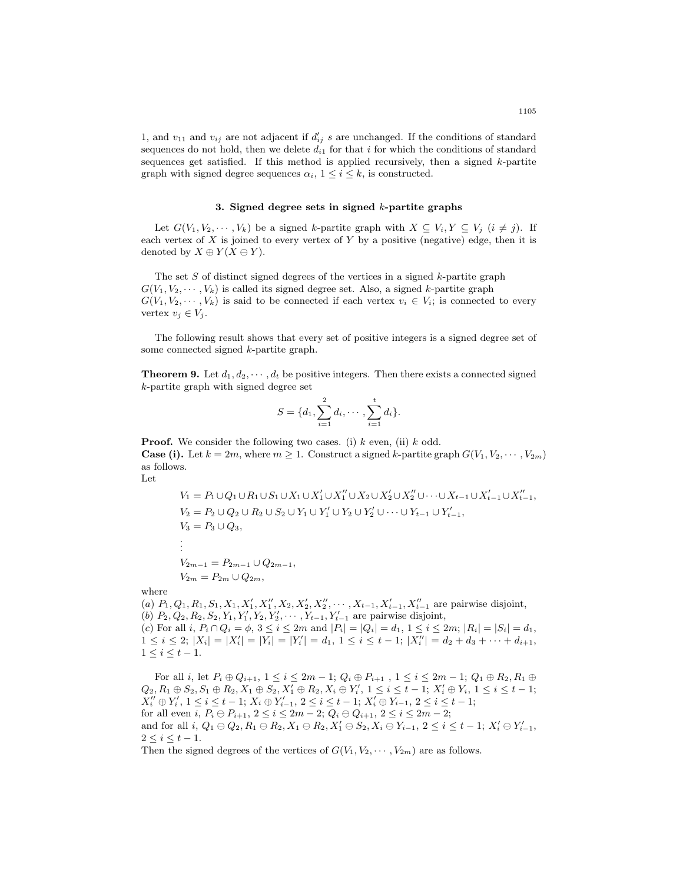1, and $v_{11}$ and $v_{ij}$ are not adjacent if $d'_{ij}$ $s$ are unchanged. If the conditions of standard sequences do not hold, then we delete $d_{i1}$ for that $i$ for which the conditions of standard sequences get satisfied. If this method is applied recursively, then a signed $k$-partite graph with signed degree sequences $\alpha_i$, $1 \leq i \leq k$, is constructed.

### 3. Signed degree sets in signed $k$-partite graphs

Let $G(V_1, V_2, \cdots, V_k)$ be a signed $k$-partite graph with $X \subseteq V_i, Y \subseteq V_j$ $(i \neq j)$. If each vertex of $X$ is joined to every vertex of $Y$ by a positive (negative) edge, then it is denoted by $X \oplus Y (X \ominus Y)$.

The set $S$ of distinct signed degrees of the vertices in a signed $k$-partite graph $G(V_1, V_2, \cdots, V_k)$ is called its signed degree set. Also, a signed $k$-partite graph $G(V_1, V_2, \cdots, V_k)$ is said to be connected if each vertex $v_i \in V_i$; is connected to every vertex $v_j \in V_j$.

The following result shows that every set of positive integers is a signed degree set of some connected signed $k$-partite graph.

**Theorem 9.** Let $d_1, d_2, \cdots, d_t$ be positive integers. Then there exists a connected signed $k$-partite graph with signed degree set

$$S = \{d_1, \sum_{i=1}^{2} d_i, \cdots, \sum_{i=1}^{t} d_i\}.$$

**Proof.** We consider the following two cases. (i) $k$ even, (ii) $k$ odd.

**Case (i).** Let $k = 2m$, where $m \geq 1$. Construct a signed $k$-partite graph $G(V_1, V_2, \cdots, V_{2m})$ as follows.

Let

$$V_1 = P_1 \cup Q_1 \cup R_1 \cup S_1 \cup X_1 \cup X'_1 \cup X''_1 \cup X_2 \cup X'_2 \cup X''_2 \cup \cdots \cup X_{t-1} \cup X'_{t-1} \cup X''_{t-1},$$
$$V_2 = P_2 \cup Q_2 \cup R_2 \cup S_2 \cup Y_1 \cup Y'_1 \cup Y_2 \cup Y'_2 \cup \cdots \cup Y_{t-1} \cup Y'_{t-1},$$
$$V_3 = P_3 \cup Q_3,$$
$$\vdots$$
$$V_{2m-1} = P_{2m-1} \cup Q_{2m-1},$$
$$V_{2m} = P_{2m} \cup Q_{2m},$$

where

$(a)$ $P_1, Q_1, R_1, S_1, X_1, X'_1, X''_1, X_2, X'_2, X''_2, \cdots, X_{t-1}, X'_{t-1}, X''_{t-1}$ are pairwise disjoint,
$(b)$ $P_2, Q_2, R_2, S_2, Y_1, Y'_1, Y_2, Y'_2, \cdots, Y_{t-1}, Y'_{t-1}$ are pairwise disjoint,
$(c)$ For all $i$, $P_i \cap Q_i = \phi$, $3 \leq i \leq 2m$ and $|P_i| = |Q_i| = d_1$, $1 \leq i \leq 2m$; $|R_i| = |S_i| = d_1$, $1 \leq i \leq 2$; $|X_i| = |X'_i| = |Y_i| = |Y'_i| = d_1$, $1 \leq i \leq t-1$; $|X''_i| = d_2 + d_3 + \cdots + d_{i+1}$, $1 \leq i \leq t-1$.

For all $i$, let $P_i \oplus Q_{i+1}$, $1 \leq i \leq 2m-1$; $Q_i \oplus P_{i+1}$ , $1 \leq i \leq 2m-1$; $Q_1 \oplus R_2, R_1 \oplus Q_2, R_1 \oplus S_2, S_1 \oplus R_2, X_1 \oplus S_2, X'_1 \oplus R_2, X_i \oplus Y'_i$, $1 \leq i \leq t-1$; $X'_i \oplus Y_i$, $1 \leq i \leq t-1$; $X''_i \oplus Y'_i$, $1 \leq i \leq t-1$; $X_i \oplus Y'_{i-1}$, $2 \leq i \leq t-1$; $X'_i \oplus Y_{i-1}$, $2 \leq i \leq t-1$;
for all even $i$, $P_i \ominus P_{i+1}$, $2 \leq i \leq 2m-2$; $Q_i \ominus Q_{i+1}$, $2 \leq i \leq 2m-2$;
and for all $i$, $Q_1 \ominus Q_2, R_1 \ominus R_2, X_1 \ominus R_2, X'_1 \ominus S_2, X_i \ominus Y_{i-1}$, $2 \leq i \leq t-1$; $X'_i \ominus Y'_{i-1}$, $2 \leq i \leq t-1$.
Then the signed degrees of the vertices of $G(V_1, V_2, \cdots, V_{2m})$ are as follows.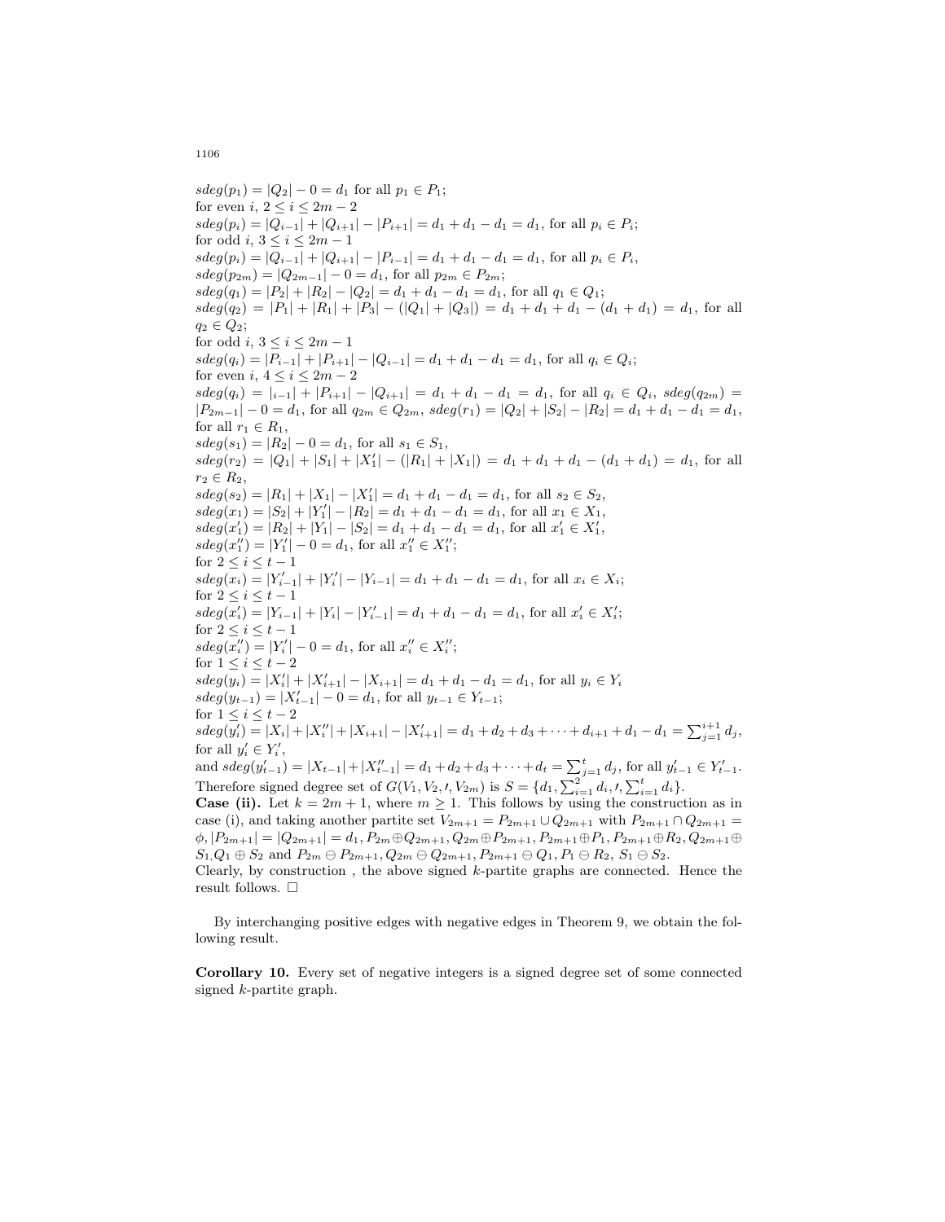$sdeg(p_1) = |Q_2| - 0 = d_1$ for all $p_1 \in P_1$;
for even $i$, $2 \leq i \leq 2m-2$
$sdeg(p_i) = |Q_{i-1}| + |Q_{i+1}| - |P_{i+1}| = d_1 + d_1 - d_1 = d_1$, for all $p_i \in P_i$;
for odd $i$, $3 \leq i \leq 2m-1$
$sdeg(p_i) = |Q_{i-1}| + |Q_{i+1}| - |P_{i-1}| = d_1 + d_1 - d_1 = d_1$, for all $p_i \in P_i$,
$sdeg(p_{2m}) = |Q_{2m-1}| - 0 = d_1$, for all $p_{2m} \in P_{2m}$;
$sdeg(q_1) = |P_2| + |R_2| - |Q_2| = d_1 + d_1 - d_1 = d_1$, for all $q_1 \in Q_1$;
$sdeg(q_2) = |P_1| + |R_1| + |P_3| - (|Q_1| + |Q_3|) = d_1 + d_1 + d_1 - (d_1 + d_1) = d_1$, for all $q_2 \in Q_2$;
for odd $i$, $3 \leq i \leq 2m-1$
$sdeg(q_i) = |P_{i-1}| + |P_{i+1}| - |Q_{i-1}| = d_1 + d_1 - d_1 = d_1$, for all $q_i \in Q_i$;
for even $i$, $4 \leq i \leq 2m-2$
$sdeg(q_i) = |_{i-1}| + |P_{i+1}| - |Q_{i+1}| = d_1 + d_1 - d_1 = d_1$, for all $q_i \in Q_i$, $sdeg(q_{2m}) = |P_{2m-1}| - 0 = d_1$, for all $q_{2m} \in Q_{2m}$, $sdeg(r_1) = |Q_2| + |S_2| - |R_2| = d_1 + d_1 - d_1 = d_1$, for all $r_1 \in R_1$,
$sdeg(s_1) = |R_2| - 0 = d_1$, for all $s_1 \in S_1$,
$sdeg(r_2) = |Q_1| + |S_1| + |X'_1| - (|R_1| + |X_1|) = d_1 + d_1 + d_1 - (d_1 + d_1) = d_1$, for all $r_2 \in R_2$,
$sdeg(s_2) = |R_1| + |X_1| - |X'_1| = d_1 + d_1 - d_1 = d_1$, for all $s_2 \in S_2$,
$sdeg(x_1) = |S_2| + |Y'_1| - |R_2| = d_1 + d_1 - d_1 = d_1$, for all $x_1 \in X_1$,
$sdeg(x'_1) = |R_2| + |Y_1| - |S_2| = d_1 + d_1 - d_1 = d_1$, for all $x'_1 \in X'_1$,
$sdeg(x''_1) = |Y'_1| - 0 = d_1$, for all $x''_1 \in X''_1$;
for $2 \leq i \leq t-1$
$sdeg(x_i) = |Y'_{i-1}| + |Y'_i| - |Y_{i-1}| = d_1 + d_1 - d_1 = d_1$, for all $x_i \in X_i$;
for $2 \leq i \leq t-1$
$sdeg(x'_i) = |Y_{i-1}| + |Y_i| - |Y'_{i-1}| = d_1 + d_1 - d_1 = d_1$, for all $x'_i \in X'_i$;
for $2 \leq i \leq t-1$
$sdeg(x''_i) = |Y'_i| - 0 = d_1$, for all $x''_i \in X''_i$;
for $1 \leq i \leq t-2$
$sdeg(y_i) = |X'_i| + |X'_{i+1}| - |X_{i+1}| = d_1 + d_1 - d_1 = d_1$, for all $y_i \in Y_i$
$sdeg(y_{t-1}) = |X'_{t-1}| - 0 = d_1$, for all $y_{t-1} \in Y_{t-1}$;
for $1 \leq i \leq t-2$
$sdeg(y'_i) = |X_i| + |X''_i| + |X_{i+1}| - |X'_{i+1}| = d_1 + d_2 + d_3 + \cdots + d_{i+1} + d_1 - d_1 = \sum_{j=1}^{i+1} d_j$, for all $y'_i \in Y'_i$,
and $sdeg(y'_{t-1}) = |X_{t-1}| + |X''_{t-1}| = d_1 + d_2 + d_3 + \cdots + d_t = \sum_{j=1}^{t} d_j$, for all $y'_{t-1} \in Y'_{t-1}$.
Therefore signed degree set of $G(V_1, V_2, \prime, V_{2m})$ is $S = \{d_1, \sum_{i=1}^{2} d_i, \prime, \sum_{i=1}^{t} d_i\}$.
**Case (ii).** Let $k = 2m+1$, where $m \geq 1$. This follows by using the construction as in case (i), and taking another partite set $V_{2m+1} = P_{2m+1} \cup Q_{2m+1}$ with $P_{2m+1} \cap Q_{2m+1} = \phi$, $|P_{2m+1}| = |Q_{2m+1}| = d_1$, $P_{2m} \oplus Q_{2m+1}$, $Q_{2m} \oplus P_{2m+1}$, $P_{2m+1} \oplus P_1$, $P_{2m+1} \oplus R_2$, $Q_{2m+1} \oplus S_1$, $Q_1 \oplus S_2$ and $P_{2m} \ominus P_{2m+1}$, $Q_{2m} \ominus Q_{2m+1}$, $P_{2m+1} \ominus Q_1$, $P_1 \ominus R_2$, $S_1 \ominus S_2$.
Clearly, by construction , the above signed $k$-partite graphs are connected. Hence the result follows. $\square$

By interchanging positive edges with negative edges in Theorem 9, we obtain the following result.

**Corollary 10.** Every set of negative integers is a signed degree set of some connected signed $k$-partite graph.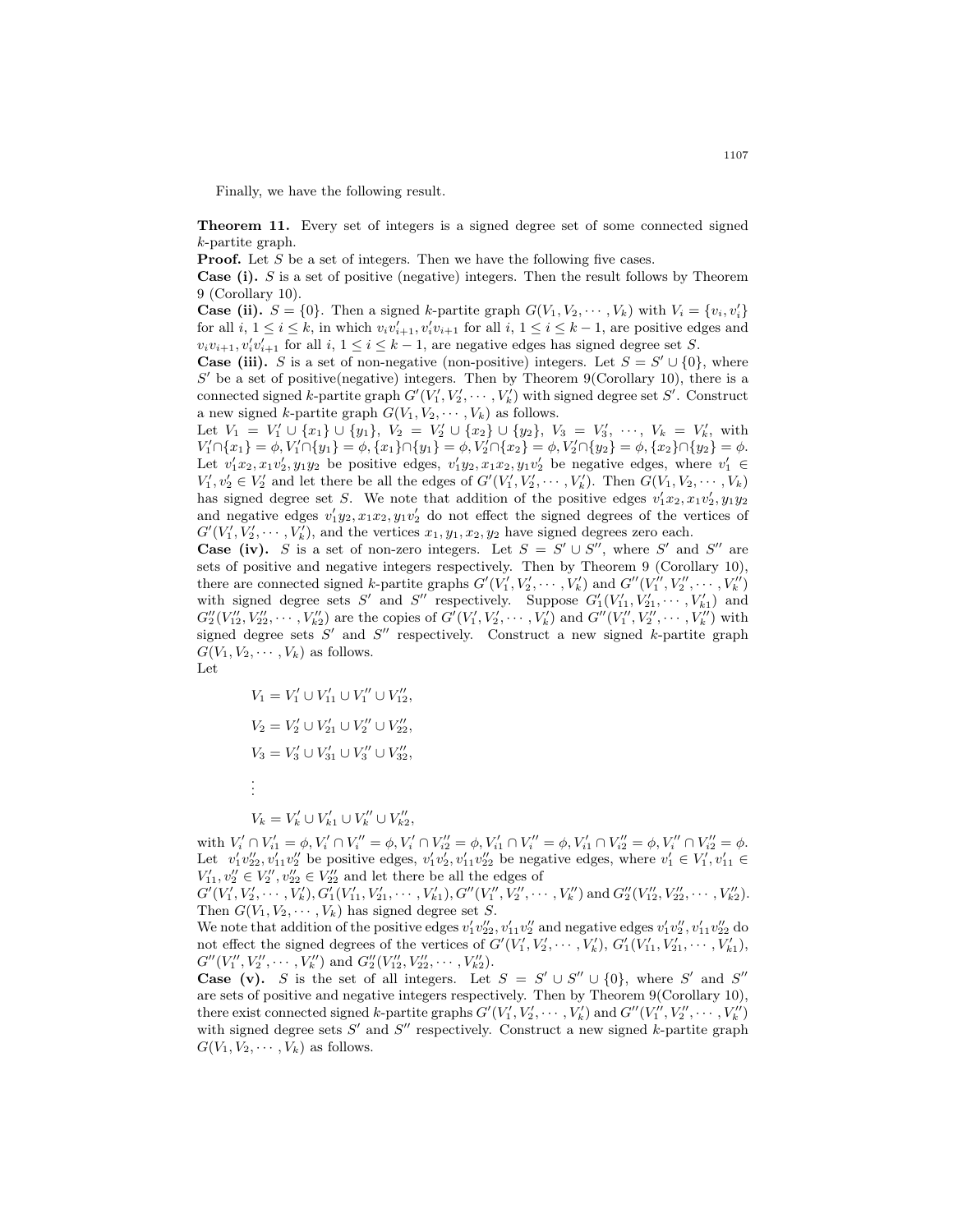Finally, we have the following result.

**Theorem 11.** Every set of integers is a signed degree set of some connected signed $k$-partite graph.

**Proof.** Let $S$ be a set of integers. Then we have the following five cases.

**Case (i).** $S$ is a set of positive (negative) integers. Then the result follows by Theorem 9 (Corollary 10).

**Case (ii).** $S = \{0\}$. Then a signed $k$-partite graph $G(V_1, V_2, \cdots, V_k)$ with $V_i = \{v_i, v_i'\}$ for all $i$, $1 \le i \le k$, in which $v_i v_{i+1}', v_i' v_{i+1}$ for all $i$, $1 \le i \le k-1$, are positive edges and $v_i v_{i+1}, v_i' v_{i+1}'$ for all $i$, $1 \le i \le k-1$, are negative edges has signed degree set $S$.

**Case (iii).** $S$ is a set of non-negative (non-positive) integers. Let $S = S' \cup \{0\}$, where $S'$ be a set of positive(negative) integers. Then by Theorem 9(Corollary 10), there is a connected signed $k$-partite graph $G'(V_1', V_2', \cdots, V_k')$ with signed degree set $S'$. Construct a new signed $k$-partite graph $G(V_1, V_2, \cdots, V_k)$ as follows.

Let $V_1 = V_1' \cup \{x_1\} \cup \{y_1\}$, $V_2 = V_2' \cup \{x_2\} \cup \{y_2\}$, $V_3 = V_3'$, $\cdots$, $V_k = V_k'$, with $V_1' \cap \{x_1\} = \phi, V_1' \cap \{y_1\} = \phi, \{x_1\} \cap \{y_1\} = \phi, V_2' \cap \{x_2\} = \phi, V_2' \cap \{y_2\} = \phi, \{x_2\} \cap \{y_2\} = \phi$. Let $v_1' x_2, x_1 v_2', y_1 y_2$ be positive edges, $v_1' y_2, x_1 x_2, y_1 v_2'$ be negative edges, where $v_1' \in V_1', v_2' \in V_2'$ and let there be all the edges of $G'(V_1', V_2', \cdots, V_k')$. Then $G(V_1, V_2, \cdots, V_k)$ has signed degree set $S$. We note that addition of the positive edges $v_1' x_2, x_1 v_2', y_1 y_2$ and negative edges $v_1' y_2, x_1 x_2, y_1 v_2'$ do not effect the signed degrees of the vertices of $G'(V_1', V_2', \cdots, V_k')$, and the vertices $x_1, y_1, x_2, y_2$ have signed degrees zero each.

**Case (iv).** $S$ is a set of non-zero integers. Let $S = S' \cup S''$, where $S'$ and $S''$ are sets of positive and negative integers respectively. Then by Theorem 9 (Corollary 10), there are connected signed $k$-partite graphs $G'(V_1', V_2', \cdots, V_k')$ and $G''(V_1'', V_2'', \cdots, V_k'')$ with signed degree sets $S'$ and $S''$ respectively. Suppose $G_1'(V_{11}', V_{21}', \cdots, V_{k1}')$ and $G_2''(V_{12}'', V_{22}'', \cdots, V_{k2}'')$ are the copies of $G'(V_1', V_2', \cdots, V_k')$ and $G''(V_1'', V_2'', \cdots, V_k'')$ with signed degree sets $S'$ and $S''$ respectively. Construct a new signed $k$-partite graph $G(V_1, V_2, \cdots, V_k)$ as follows.

Let

$$V_1 = V_1' \cup V_{11}' \cup V_1'' \cup V_{12}'',$$

$$V_2 = V_2' \cup V_{21}' \cup V_2'' \cup V_{22}'',$$

$$V_3 = V_3' \cup V_{31}' \cup V_3'' \cup V_{32}'',$$

$$\vdots$$

$$V_k = V_k' \cup V_{k1}' \cup V_k'' \cup V_{k2}'',$$

with $V_i' \cap V_{i1}' = \phi, V_i' \cap V_i'' = \phi, V_i' \cap V_{i2}'' = \phi, V_{i1}' \cap V_i'' = \phi, V_{i1}' \cap V_{i2}'' = \phi, V_i'' \cap V_{i2}'' = \phi$. Let $v_1' v_{22}'', v_{11}' v_2''$ be positive edges, $v_1' v_2'', v_{11}' v_{22}''$ be negative edges, where $v_1' \in V_1', v_{11}' \in V_{11}', v_2'' \in V_2'', v_{22}'' \in V_{22}''$ and let there be all the edges of $G'(V_1', V_2', \cdots, V_k'), G_1'(V_{11}', V_{21}', \cdots, V_{k1}'), G''(V_1'', V_2'', \cdots, V_k'')$ and $G_2''(V_{12}'', V_{22}'', \cdots, V_{k2}'')$. Then $G(V_1, V_2, \cdots, V_k)$ has signed degree set $S$.

We note that addition of the positive edges $v_1' v_{22}'', v_{11}' v_2''$ and negative edges $v_1' v_2'', v_{11}' v_{22}''$ do not effect the signed degrees of the vertices of $G'(V_1', V_2', \cdots, V_k')$, $G_1'(V_{11}', V_{21}', \cdots, V_{k1}')$, $G''(V_1'', V_2'', \cdots, V_k'')$ and $G_2''(V_{12}'', V_{22}'', \cdots, V_{k2}'')$.

**Case (v).** $S$ is the set of all integers. Let $S = S' \cup S'' \cup \{0\}$, where $S'$ and $S''$ are sets of positive and negative integers respectively. Then by Theorem 9(Corollary 10), there exist connected signed $k$-partite graphs $G'(V_1', V_2', \cdots, V_k')$ and $G''(V_1'', V_2'', \cdots, V_k'')$ with signed degree sets $S'$ and $S''$ respectively. Construct a new signed $k$-partite graph $G(V_1, V_2, \cdots, V_k)$ as follows.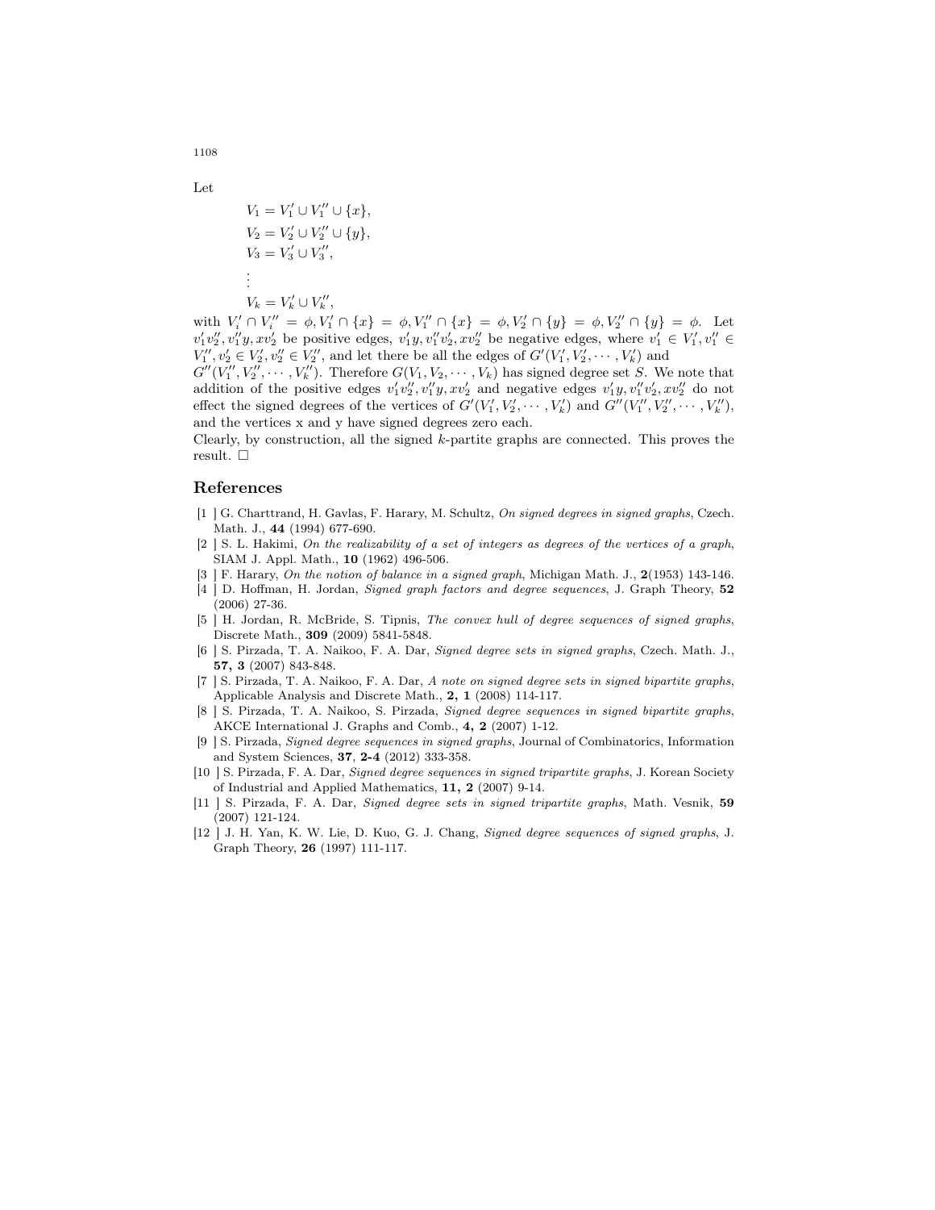Let

$$
\begin{aligned}
V_1 &= V_1' \cup V_1'' \cup \{x\},\\
V_2 &= V_2' \cup V_2'' \cup \{y\},\\
V_3 &= V_3' \cup V_3'',\\
&\vdots\\
V_k &= V_k' \cup V_k'',
\end{aligned}
$$

with $V_i' \cap V_i'' = \phi, V_1' \cap \{x\} = \phi, V_1'' \cap \{x\} = \phi, V_2' \cap \{y\} = \phi, V_2'' \cap \{y\} = \phi$. Let $v_1'v_2'', v_1''y, xv_2'$ be positive edges, $v_1'y, v_1''v_2', xv_2''$ be negative edges, where $v_1' \in V_1', v_1'' \in V_1'', v_2' \in V_2', v_2'' \in V_2''$, and let there be all the edges of $G'(V_1', V_2', \cdots, V_k')$ and $G''(V_1'', V_2'', \cdots, V_k'')$. Therefore $G(V_1, V_2, \cdots, V_k)$ has signed degree set $S$. We note that addition of the positive edges $v_1'v_2'', v_1''y, xv_2'$ and negative edges $v_1'y, v_1''v_2', xv_2''$ do not effect the signed degrees of the vertices of $G'(V_1', V_2', \cdots, V_k')$ and $G''(V_1'', V_2'', \cdots, V_k'')$, and the vertices x and y have signed degrees zero each.

Clearly, by construction, all the signed $k$-partite graphs are connected. This proves the result. □

## References

[1 ] G. Charttrand, H. Gavlas, F. Harary, M. Schultz, *On signed degrees in signed graphs*, Czech. Math. J., **44** (1994) 677-690.

[2 ] S. L. Hakimi, *On the realizability of a set of integers as degrees of the vertices of a graph*, SIAM J. Appl. Math., **10** (1962) 496-506.

[3 ] F. Harary, *On the notion of balance in a signed graph*, Michigan Math. J., **2**(1953) 143-146.

[4 ] D. Hoffman, H. Jordan, *Signed graph factors and degree sequences*, J. Graph Theory, **52** (2006) 27-36.

[5 ] H. Jordan, R. McBride, S. Tipnis, *The convex hull of degree sequences of signed graphs*, Discrete Math., **309** (2009) 5841-5848.

[6 ] S. Pirzada, T. A. Naikoo, F. A. Dar, *Signed degree sets in signed graphs*, Czech. Math. J., **57, 3** (2007) 843-848.

[7 ] S. Pirzada, T. A. Naikoo, F. A. Dar, *A note on signed degree sets in signed bipartite graphs*, Applicable Analysis and Discrete Math., **2, 1** (2008) 114-117.

[8 ] S. Pirzada, T. A. Naikoo, S. Pirzada, *Signed degree sequences in signed bipartite graphs*, AKCE International J. Graphs and Comb., **4, 2** (2007) 1-12.

[9 ] S. Pirzada, *Signed degree sequences in signed graphs*, Journal of Combinatorics, Information and System Sciences, **37**, **2-4** (2012) 333-358.

[10 ] S. Pirzada, F. A. Dar, *Signed degree sequences in signed tripartite graphs*, J. Korean Society of Industrial and Applied Mathematics, **11, 2** (2007) 9-14.

[11 ] S. Pirzada, F. A. Dar, *Signed degree sets in signed tripartite graphs*, Math. Vesnik, **59** (2007) 121-124.

[12 ] J. H. Yan, K. W. Lie, D. Kuo, G. J. Chang, *Signed degree sequences of signed graphs*, J. Graph Theory, **26** (1997) 111-117.